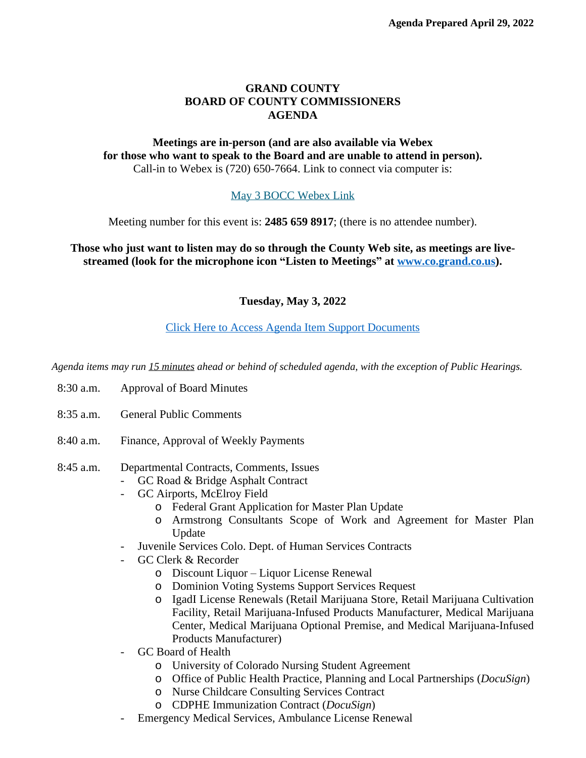**Agenda Prepared April 29, 2022**

# GRAND COUNTY
# BOARD OF COUNTY COMMISSIONERS
# AGENDA

**Meetings are in-person (and are also available via Webex for those who want to speak to the Board and are unable to attend in person).**
Call-in to Webex is (720) 650-7664. Link to connect via computer is:

[May 3 BOCC Webex Link]

Meeting number for this event is: **2485 659 8917**; (there is no attendee number).

**Those who just want to listen may do so through the County Web site, as meetings are live-streamed (look for the microphone icon "Listen to Meetings" at www.co.grand.co.us).**

**Tuesday, May 3, 2022**

[Click Here to Access Agenda Item Support Documents]

*Agenda items may run 15 minutes ahead or behind of scheduled agenda, with the exception of Public Hearings.*

8:30 a.m. Approval of Board Minutes

8:35 a.m. General Public Comments

8:40 a.m. Finance, Approval of Weekly Payments

8:45 a.m. Departmental Contracts, Comments, Issues

- GC Road & Bridge Asphalt Contract
- GC Airports, McElroy Field
  - Federal Grant Application for Master Plan Update
  - Armstrong Consultants Scope of Work and Agreement for Master Plan Update
- Juvenile Services Colo. Dept. of Human Services Contracts
- GC Clerk & Recorder
  - Discount Liquor – Liquor License Renewal
  - Dominion Voting Systems Support Services Request
  - IgadI License Renewals (Retail Marijuana Store, Retail Marijuana Cultivation Facility, Retail Marijuana-Infused Products Manufacturer, Medical Marijuana Center, Medical Marijuana Optional Premise, and Medical Marijuana-Infused Products Manufacturer)
- GC Board of Health
  - University of Colorado Nursing Student Agreement
  - Office of Public Health Practice, Planning and Local Partnerships (*DocuSign*)
  - Nurse Childcare Consulting Services Contract
  - CDPHE Immunization Contract (*DocuSign*)
- Emergency Medical Services, Ambulance License Renewal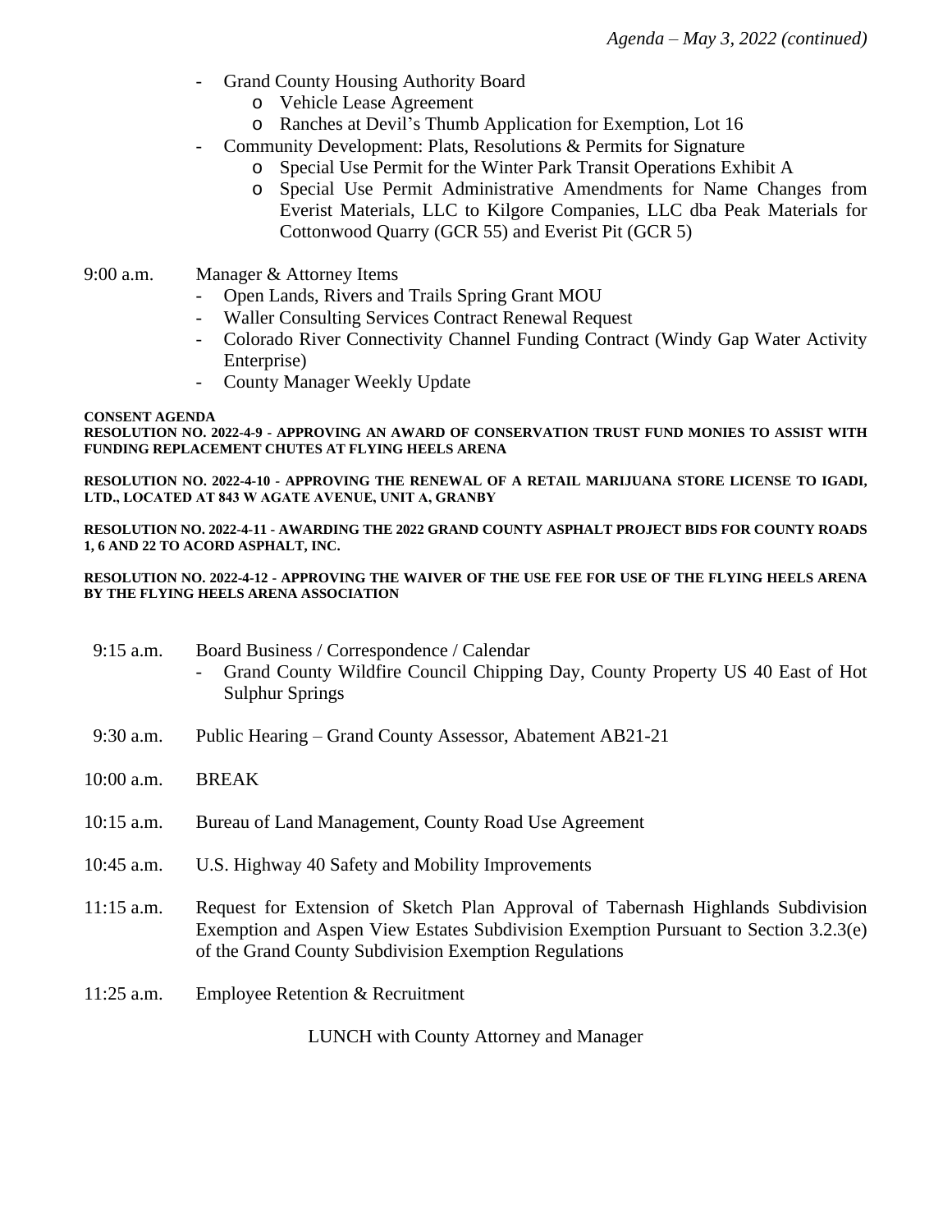- Grand County Housing Authority Board
    - Vehicle Lease Agreement
    - Ranches at Devil's Thumb Application for Exemption, Lot 16
- Community Development: Plats, Resolutions & Permits for Signature
    - Special Use Permit for the Winter Park Transit Operations Exhibit A
    - Special Use Permit Administrative Amendments for Name Changes from Everist Materials, LLC to Kilgore Companies, LLC dba Peak Materials for Cottonwood Quarry (GCR 55) and Everist Pit (GCR 5)

9:00 a.m. Manager & Attorney Items

- Open Lands, Rivers and Trails Spring Grant MOU
- Waller Consulting Services Contract Renewal Request
- Colorado River Connectivity Channel Funding Contract (Windy Gap Water Activity Enterprise)
- County Manager Weekly Update

**CONSENT AGENDA**

**RESOLUTION NO. 2022-4-9 - APPROVING AN AWARD OF CONSERVATION TRUST FUND MONIES TO ASSIST WITH FUNDING REPLACEMENT CHUTES AT FLYING HEELS ARENA**

**RESOLUTION NO. 2022-4-10 - APPROVING THE RENEWAL OF A RETAIL MARIJUANA STORE LICENSE TO IGADI, LTD., LOCATED AT 843 W AGATE AVENUE, UNIT A, GRANBY**

**RESOLUTION NO. 2022-4-11 - AWARDING THE 2022 GRAND COUNTY ASPHALT PROJECT BIDS FOR COUNTY ROADS 1, 6 AND 22 TO ACORD ASPHALT, INC.**

**RESOLUTION NO. 2022-4-12 - APPROVING THE WAIVER OF THE USE FEE FOR USE OF THE FLYING HEELS ARENA BY THE FLYING HEELS ARENA ASSOCIATION**

9:15 a.m. Board Business / Correspondence / Calendar

- Grand County Wildfire Council Chipping Day, County Property US 40 East of Hot Sulphur Springs

9:30 a.m. Public Hearing – Grand County Assessor, Abatement AB21-21

10:00 a.m. BREAK

10:15 a.m. Bureau of Land Management, County Road Use Agreement

10:45 a.m. U.S. Highway 40 Safety and Mobility Improvements

11:15 a.m. Request for Extension of Sketch Plan Approval of Tabernash Highlands Subdivision Exemption and Aspen View Estates Subdivision Exemption Pursuant to Section 3.2.3(e) of the Grand County Subdivision Exemption Regulations

11:25 a.m. Employee Retention & Recruitment

LUNCH with County Attorney and Manager